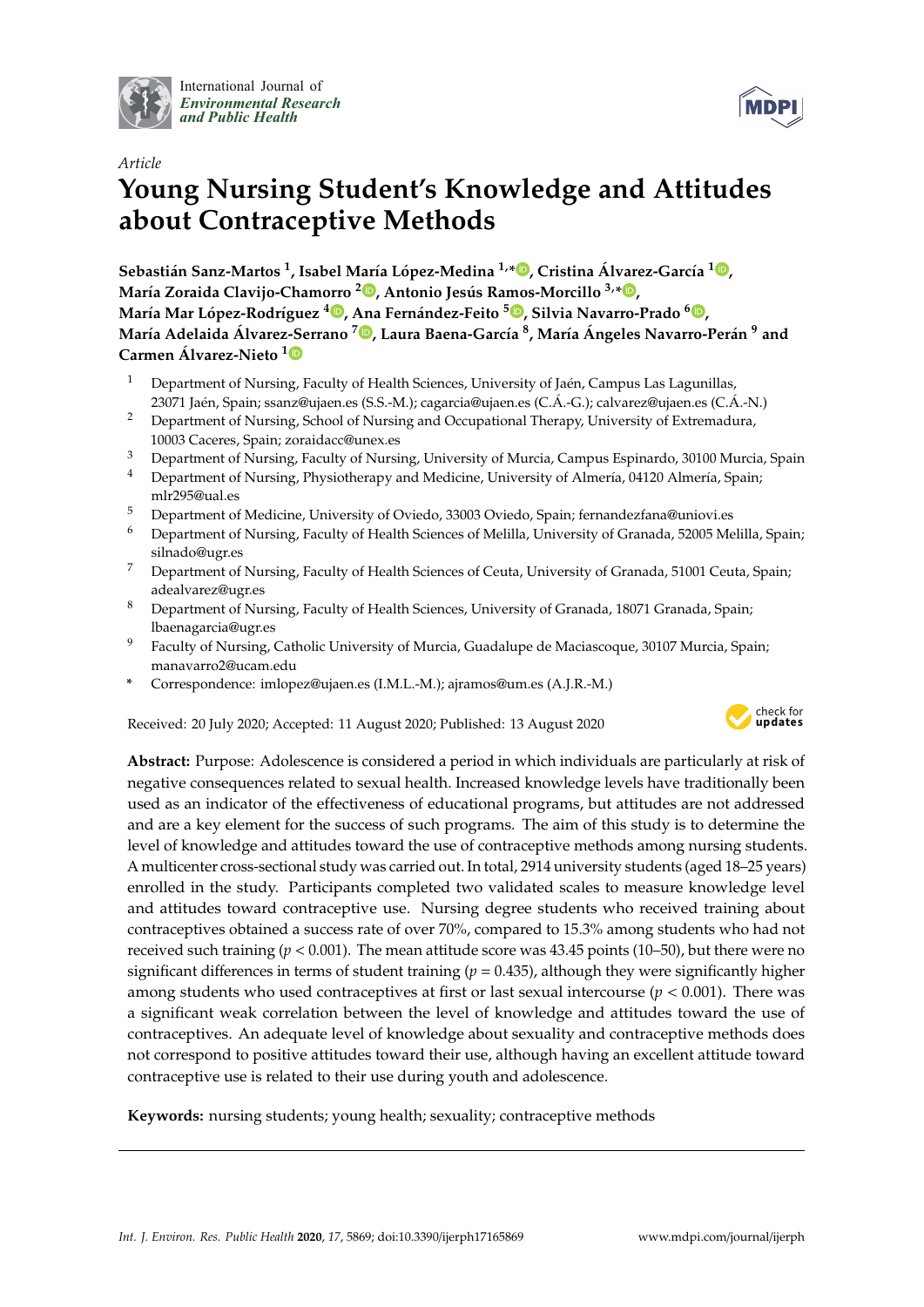*Article*

# Young Nursing Student's Knowledge and Attitudes about Contraceptive Methods

**Sebastián Sanz-Martos [1], Isabel María López-Medina [1,*], Cristina Álvarez-García [1], María Zoraida Clavijo-Chamorro [2], Antonio Jesús Ramos-Morcillo [3,*], María Mar López-Rodríguez [4], Ana Fernández-Feito [5], Silvia Navarro-Prado [6], María Adelaida Álvarez-Serrano [7], Laura Baena-García [8], María Ángeles Navarro-Perán [9] and Carmen Álvarez-Nieto [1]**

1. Department of Nursing, Faculty of Health Sciences, University of Jaén, Campus Las Lagunillas, 23071 Jaén, Spain; ssanz@ujaen.es (S.S.-M.); cagarcia@ujaen.es (C.Á.-G.); calvarez@ujaen.es (C.Á.-N.)
2. Department of Nursing, School of Nursing and Occupational Therapy, University of Extremadura, 10003 Caceres, Spain; zoraidacc@unex.es
3. Department of Nursing, Faculty of Nursing, University of Murcia, Campus Espinardo, 30100 Murcia, Spain
4. Department of Nursing, Physiotherapy and Medicine, University of Almería, 04120 Almería, Spain; mlr295@ual.es
5. Department of Medicine, University of Oviedo, 33003 Oviedo, Spain; fernandezfana@uniovi.es
6. Department of Nursing, Faculty of Health Sciences of Melilla, University of Granada, 52005 Melilla, Spain; silnado@ugr.es
7. Department of Nursing, Faculty of Health Sciences of Ceuta, University of Granada, 51001 Ceuta, Spain; adealvarez@ugr.es
8. Department of Nursing, Faculty of Health Sciences, University of Granada, 18071 Granada, Spain; lbaenagarcia@ugr.es
9. Faculty of Nursing, Catholic University of Murcia, Guadalupe de Maciascoque, 30107 Murcia, Spain; manavarro2@ucam.edu

\* Correspondence: imlopez@ujaen.es (I.M.L.-M.); ajramos@um.es (A.J.R.-M.)

Received: 20 July 2020; Accepted: 11 August 2020; Published: 13 August 2020

**Abstract:** Purpose: Adolescence is considered a period in which individuals are particularly at risk of negative consequences related to sexual health. Increased knowledge levels have traditionally been used as an indicator of the effectiveness of educational programs, but attitudes are not addressed and are a key element for the success of such programs. The aim of this study is to determine the level of knowledge and attitudes toward the use of contraceptive methods among nursing students. A multicenter cross-sectional study was carried out. In total, 2914 university students (aged 18–25 years) enrolled in the study. Participants completed two validated scales to measure knowledge level and attitudes toward contraceptive use. Nursing degree students who received training about contraceptives obtained a success rate of over 70%, compared to 15.3% among students who had not received such training ($p < 0.001$). The mean attitude score was 43.45 points (10–50), but there were no significant differences in terms of student training ($p = 0.435$), although they were significantly higher among students who used contraceptives at first or last sexual intercourse ($p < 0.001$). There was a significant weak correlation between the level of knowledge and attitudes toward the use of contraceptives. An adequate level of knowledge about sexuality and contraceptive methods does not correspond to positive attitudes toward their use, although having an excellent attitude toward contraceptive use is related to their use during youth and adolescence.

**Keywords:** nursing students; young health; sexuality; contraceptive methods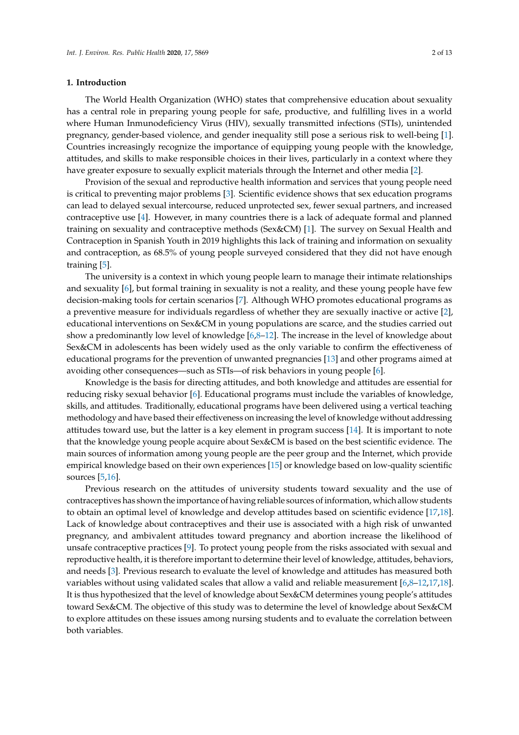## 1. Introduction

The World Health Organization (WHO) states that comprehensive education about sexuality has a central role in preparing young people for safe, productive, and fulfilling lives in a world where Human Inmunodeficiency Virus (HIV), sexually transmitted infections (STIs), unintended pregnancy, gender-based violence, and gender inequality still pose a serious risk to well-being [1]. Countries increasingly recognize the importance of equipping young people with the knowledge, attitudes, and skills to make responsible choices in their lives, particularly in a context where they have greater exposure to sexually explicit materials through the Internet and other media [2].

Provision of the sexual and reproductive health information and services that young people need is critical to preventing major problems [3]. Scientific evidence shows that sex education programs can lead to delayed sexual intercourse, reduced unprotected sex, fewer sexual partners, and increased contraceptive use [4]. However, in many countries there is a lack of adequate formal and planned training on sexuality and contraceptive methods (Sex&CM) [1]. The survey on Sexual Health and Contraception in Spanish Youth in 2019 highlights this lack of training and information on sexuality and contraception, as 68.5% of young people surveyed considered that they did not have enough training [5].

The university is a context in which young people learn to manage their intimate relationships and sexuality [6], but formal training in sexuality is not a reality, and these young people have few decision-making tools for certain scenarios [7]. Although WHO promotes educational programs as a preventive measure for individuals regardless of whether they are sexually inactive or active [2], educational interventions on Sex&CM in young populations are scarce, and the studies carried out show a predominantly low level of knowledge [6,8–12]. The increase in the level of knowledge about Sex&CM in adolescents has been widely used as the only variable to confirm the effectiveness of educational programs for the prevention of unwanted pregnancies [13] and other programs aimed at avoiding other consequences—such as STIs—of risk behaviors in young people [6].

Knowledge is the basis for directing attitudes, and both knowledge and attitudes are essential for reducing risky sexual behavior [6]. Educational programs must include the variables of knowledge, skills, and attitudes. Traditionally, educational programs have been delivered using a vertical teaching methodology and have based their effectiveness on increasing the level of knowledge without addressing attitudes toward use, but the latter is a key element in program success [14]. It is important to note that the knowledge young people acquire about Sex&CM is based on the best scientific evidence. The main sources of information among young people are the peer group and the Internet, which provide empirical knowledge based on their own experiences [15] or knowledge based on low-quality scientific sources [5,16].

Previous research on the attitudes of university students toward sexuality and the use of contraceptives has shown the importance of having reliable sources of information, which allow students to obtain an optimal level of knowledge and develop attitudes based on scientific evidence [17,18]. Lack of knowledge about contraceptives and their use is associated with a high risk of unwanted pregnancy, and ambivalent attitudes toward pregnancy and abortion increase the likelihood of unsafe contraceptive practices [9]. To protect young people from the risks associated with sexual and reproductive health, it is therefore important to determine their level of knowledge, attitudes, behaviors, and needs [3]. Previous research to evaluate the level of knowledge and attitudes has measured both variables without using validated scales that allow a valid and reliable measurement [6,8–12,17,18]. It is thus hypothesized that the level of knowledge about Sex&CM determines young people's attitudes toward Sex&CM. The objective of this study was to determine the level of knowledge about Sex&CM to explore attitudes on these issues among nursing students and to evaluate the correlation between both variables.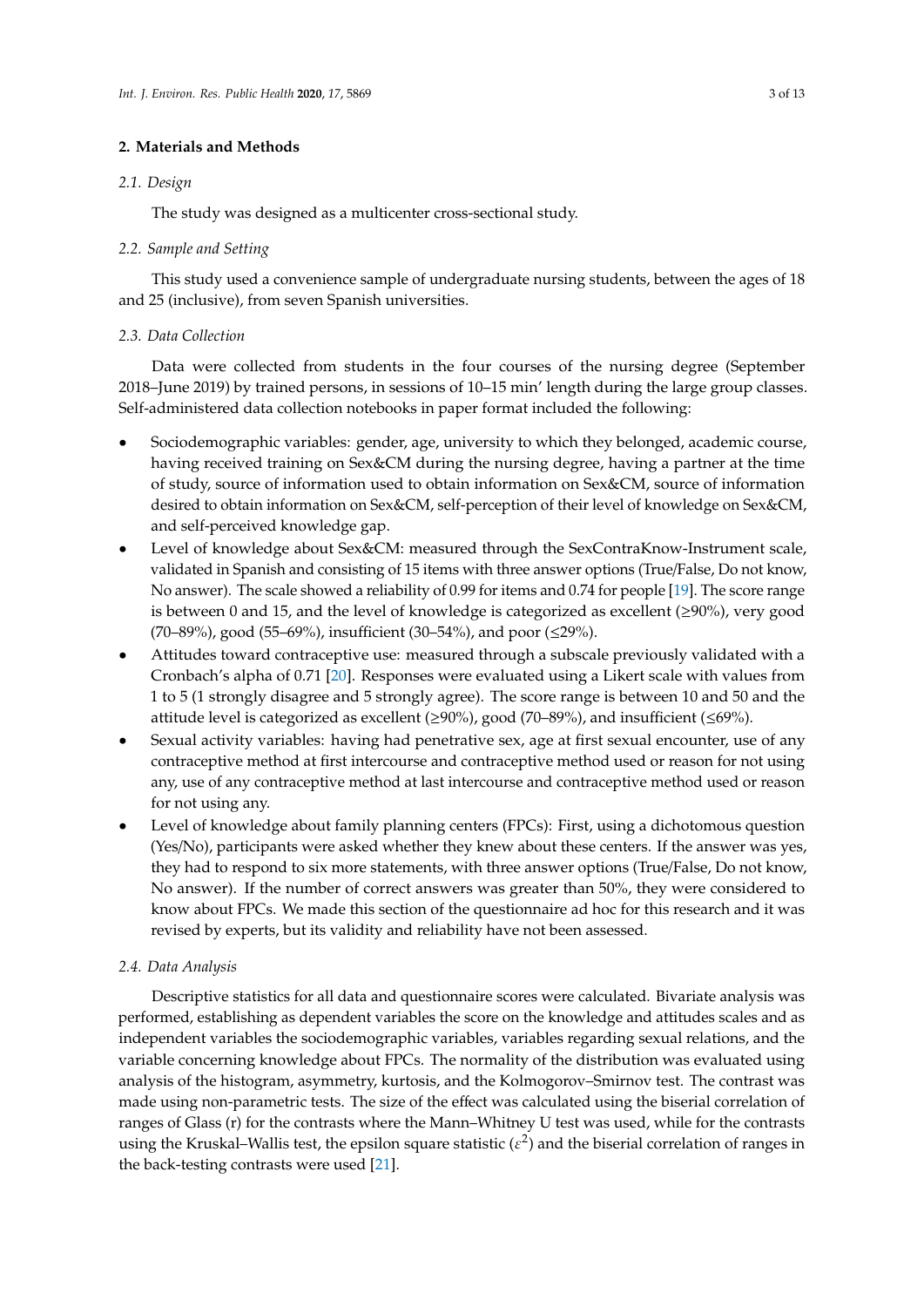## 2. Materials and Methods

### 2.1. Design

The study was designed as a multicenter cross-sectional study.

### 2.2. Sample and Setting

This study used a convenience sample of undergraduate nursing students, between the ages of 18 and 25 (inclusive), from seven Spanish universities.

### 2.3. Data Collection

Data were collected from students in the four courses of the nursing degree (September 2018–June 2019) by trained persons, in sessions of 10–15 min' length during the large group classes. Self-administered data collection notebooks in paper format included the following:

- Sociodemographic variables: gender, age, university to which they belonged, academic course, having received training on Sex&CM during the nursing degree, having a partner at the time of study, source of information used to obtain information on Sex&CM, source of information desired to obtain information on Sex&CM, self-perception of their level of knowledge on Sex&CM, and self-perceived knowledge gap.
- Level of knowledge about Sex&CM: measured through the SexContraKnow-Instrument scale, validated in Spanish and consisting of 15 items with three answer options (True/False, Do not know, No answer). The scale showed a reliability of 0.99 for items and 0.74 for people [19]. The score range is between 0 and 15, and the level of knowledge is categorized as excellent (≥90%), very good (70–89%), good (55–69%), insufficient (30–54%), and poor (≤29%).
- Attitudes toward contraceptive use: measured through a subscale previously validated with a Cronbach's alpha of 0.71 [20]. Responses were evaluated using a Likert scale with values from 1 to 5 (1 strongly disagree and 5 strongly agree). The score range is between 10 and 50 and the attitude level is categorized as excellent (≥90%), good (70–89%), and insufficient (≤69%).
- Sexual activity variables: having had penetrative sex, age at first sexual encounter, use of any contraceptive method at first intercourse and contraceptive method used or reason for not using any, use of any contraceptive method at last intercourse and contraceptive method used or reason for not using any.
- Level of knowledge about family planning centers (FPCs): First, using a dichotomous question (Yes/No), participants were asked whether they knew about these centers. If the answer was yes, they had to respond to six more statements, with three answer options (True/False, Do not know, No answer). If the number of correct answers was greater than 50%, they were considered to know about FPCs. We made this section of the questionnaire ad hoc for this research and it was revised by experts, but its validity and reliability have not been assessed.

### 2.4. Data Analysis

Descriptive statistics for all data and questionnaire scores were calculated. Bivariate analysis was performed, establishing as dependent variables the score on the knowledge and attitudes scales and as independent variables the sociodemographic variables, variables regarding sexual relations, and the variable concerning knowledge about FPCs. The normality of the distribution was evaluated using analysis of the histogram, asymmetry, kurtosis, and the Kolmogorov–Smirnov test. The contrast was made using non-parametric tests. The size of the effect was calculated using the biserial correlation of ranges of Glass (r) for the contrasts where the Mann–Whitney U test was used, while for the contrasts using the Kruskal–Wallis test, the epsilon square statistic ($\varepsilon^2$) and the biserial correlation of ranges in the back-testing contrasts were used [21].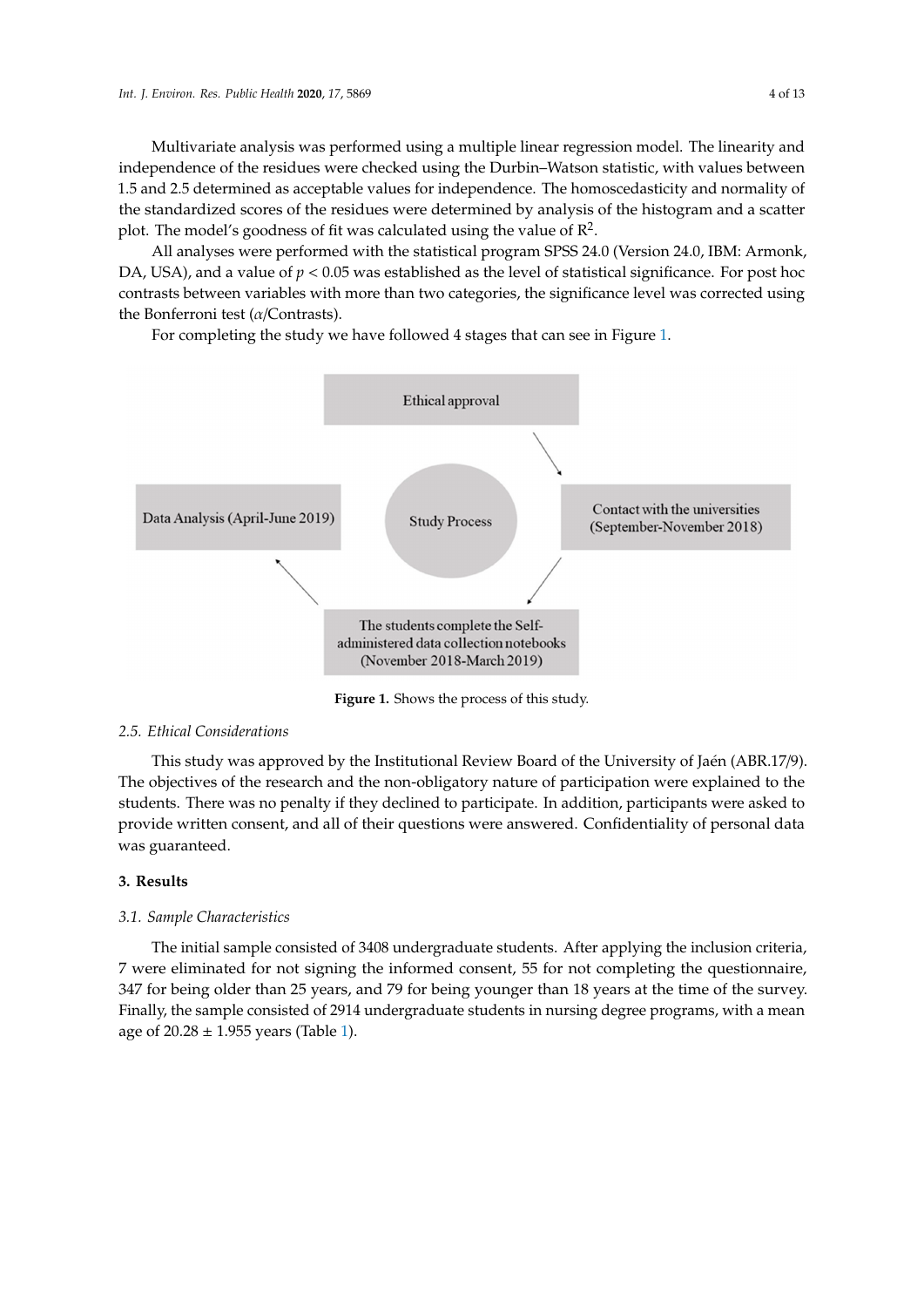Multivariate analysis was performed using a multiple linear regression model. The linearity and independence of the residues were checked using the Durbin–Watson statistic, with values between 1.5 and 2.5 determined as acceptable values for independence. The homoscedasticity and normality of the standardized scores of the residues were determined by analysis of the histogram and a scatter plot. The model's goodness of fit was calculated using the value of $R^2$.

All analyses were performed with the statistical program SPSS 24.0 (Version 24.0, IBM: Armonk, DA, USA), and a value of $p < 0.05$ was established as the level of statistical significance. For post hoc contrasts between variables with more than two categories, the significance level was corrected using the Bonferroni test ($\alpha$/Contrasts).

For completing the study we have followed 4 stages that can see in Figure 1.

**Figure 1.** Shows the process of this study.

### 2.5. Ethical Considerations

This study was approved by the Institutional Review Board of the University of Jaén (ABR.17/9). The objectives of the research and the non-obligatory nature of participation were explained to the students. There was no penalty if they declined to participate. In addition, participants were asked to provide written consent, and all of their questions were answered. Confidentiality of personal data was guaranteed.

## 3. Results

### 3.1. Sample Characteristics

The initial sample consisted of 3408 undergraduate students. After applying the inclusion criteria, 7 were eliminated for not signing the informed consent, 55 for not completing the questionnaire, 347 for being older than 25 years, and 79 for being younger than 18 years at the time of the survey. Finally, the sample consisted of 2914 undergraduate students in nursing degree programs, with a mean age of 20.28 ± 1.955 years (Table 1).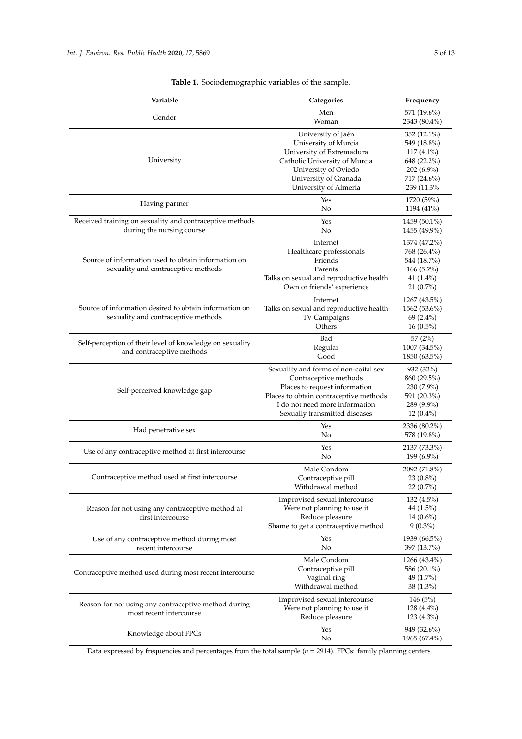**Table 1.** Sociodemographic variables of the sample.

| Variable | Categories | Frequency |
|---|---|---|
| Gender | Men | 571 (19.6%) |
| | Woman | 2343 (80.4%) |
| University | University of Jaén | 352 (12.1%) |
| | University of Murcia | 549 (18.8%) |
| | University of Extremadura | 117 (4.1%) |
| | Catholic University of Murcia | 648 (22.2%) |
| | University of Oviedo | 202 (6.9%) |
| | University of Granada | 717 (24.6%) |
| | University of Almería | 239 (11.3% |
| Having partner | Yes | 1720 (59%) |
| | No | 1194 (41%) |
| Received training on sexuality and contraceptive methods during the nursing course | Yes | 1459 (50.1%) |
| | No | 1455 (49.9%) |
| Source of information used to obtain information on sexuality and contraceptive methods | Internet | 1374 (47.2%) |
| | Healthcare professionals | 768 (26.4%) |
| | Friends | 544 (18.7%) |
| | Parents | 166 (5.7%) |
| | Talks on sexual and reproductive health | 41 (1.4%) |
| | Own or friends' experience | 21 (0.7%) |
| Source of information desired to obtain information on sexuality and contraceptive methods | Internet | 1267 (43.5%) |
| | Talks on sexual and reproductive health | 1562 (53.6%) |
| | TV Campaigns | 69 (2.4%) |
| | Others | 16 (0.5%) |
| Self-perception of their level of knowledge on sexuality and contraceptive methods | Bad | 57 (2%) |
| | Regular | 1007 (34.5%) |
| | Good | 1850 (63.5%) |
| Self-perceived knowledge gap | Sexuality and forms of non-coital sex | 932 (32%) |
| | Contraceptive methods | 860 (29.5%) |
| | Places to request information | 230 (7.9%) |
| | Places to obtain contraceptive methods | 591 (20.3%) |
| | I do not need more information | 289 (9.9%) |
| | Sexually transmitted diseases | 12 (0.4%) |
| Had penetrative sex | Yes | 2336 (80.2%) |
| | No | 578 (19.8%) |
| Use of any contraceptive method at first intercourse | Yes | 2137 (73.3%) |
| | No | 199 (6.9%) |
| Contraceptive method used at first intercourse | Male Condom | 2092 (71.8%) |
| | Contraceptive pill | 23 (0.8%) |
| | Withdrawal method | 22 (0.7%) |
| Reason for not using any contraceptive method at first intercourse | Improvised sexual intercourse | 132 (4.5%) |
| | Were not planning to use it | 44 (1.5%) |
| | Reduce pleasure | 14 (0.6%) |
| | Shame to get a contraceptive method | 9 (0.3%) |
| Use of any contraceptive method during most recent intercourse | Yes | 1939 (66.5%) |
| | No | 397 (13.7%) |
| Contraceptive method used during most recent intercourse | Male Condom | 1266 (43.4%) |
| | Contraceptive pill | 586 (20.1%) |
| | Vaginal ring | 49 (1.7%) |
| | Withdrawal method | 38 (1.3%) |
| Reason for not using any contraceptive method during most recent intercourse | Improvised sexual intercourse | 146 (5%) |
| | Were not planning to use it | 128 (4.4%) |
| | Reduce pleasure | 123 (4.3%) |
| Knowledge about FPCs | Yes | 949 (32.6%) |
| | No | 1965 (67.4%) |

Data expressed by frequencies and percentages from the total sample ($n$ = 2914). FPCs: family planning centers.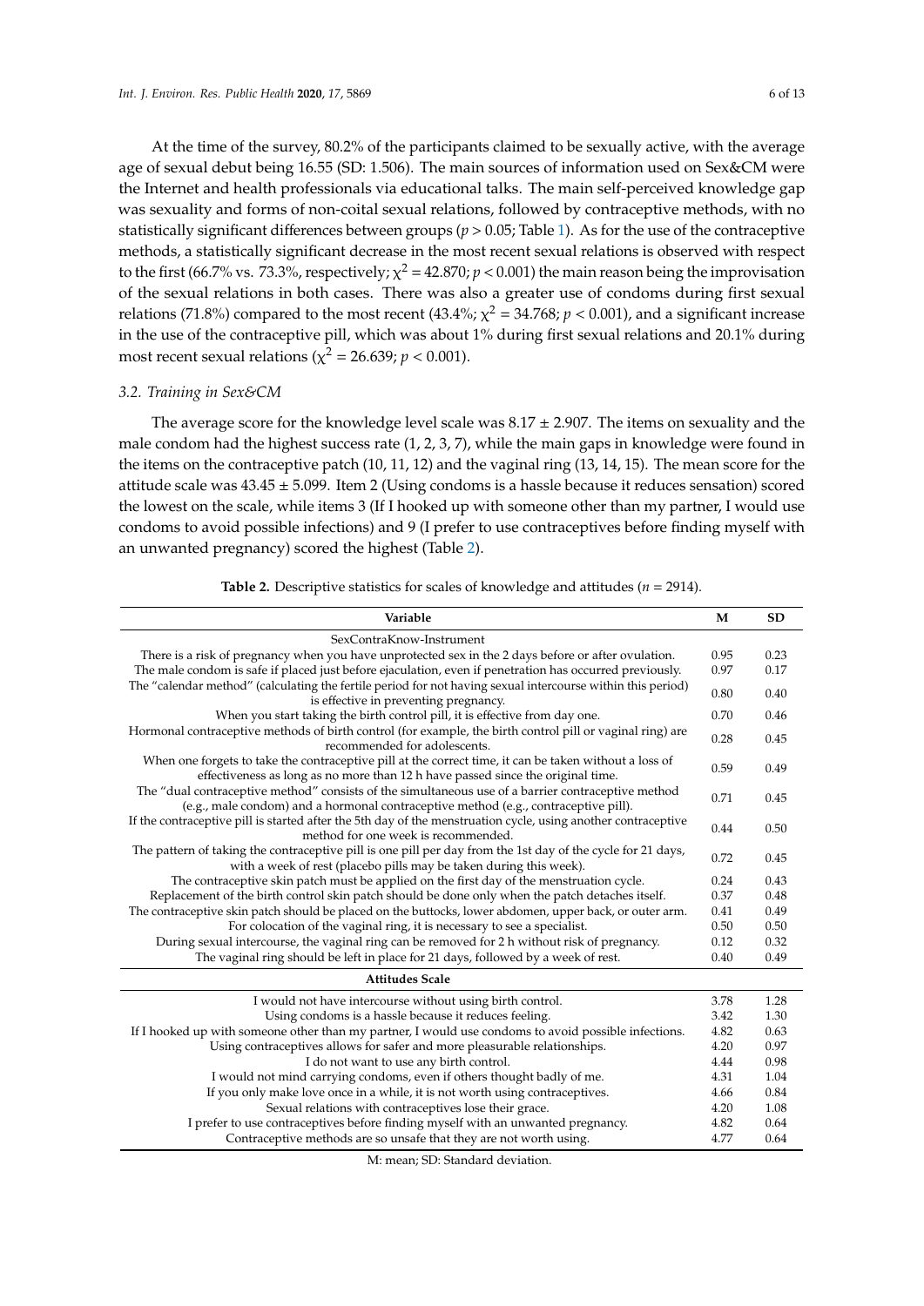At the time of the survey, 80.2% of the participants claimed to be sexually active, with the average age of sexual debut being 16.55 (SD: 1.506). The main sources of information used on Sex&CM were the Internet and health professionals via educational talks. The main self-perceived knowledge gap was sexuality and forms of non-coital sexual relations, followed by contraceptive methods, with no statistically significant differences between groups ($p > 0.05$; Table 1). As for the use of the contraceptive methods, a statistically significant decrease in the most recent sexual relations is observed with respect to the first (66.7% vs. 73.3%, respectively; $\chi^2 = 42.870$; $p < 0.001$) the main reason being the improvisation of the sexual relations in both cases. There was also a greater use of condoms during first sexual relations (71.8%) compared to the most recent (43.4%; $\chi^2 = 34.768$; $p < 0.001$), and a significant increase in the use of the contraceptive pill, which was about 1% during first sexual relations and 20.1% during most recent sexual relations ($\chi^2 = 26.639$; $p < 0.001$).

### 3.2. Training in Sex&CM

The average score for the knowledge level scale was 8.17 ± 2.907. The items on sexuality and the male condom had the highest success rate (1, 2, 3, 7), while the main gaps in knowledge were found in the items on the contraceptive patch (10, 11, 12) and the vaginal ring (13, 14, 15). The mean score for the attitude scale was 43.45 ± 5.099. Item 2 (Using condoms is a hassle because it reduces sensation) scored the lowest on the scale, while items 3 (If I hooked up with someone other than my partner, I would use condoms to avoid possible infections) and 9 (I prefer to use contraceptives before finding myself with an unwanted pregnancy) scored the highest (Table 2).

**Table 2.** Descriptive statistics for scales of knowledge and attitudes (*n* = 2914).

| Variable | M | SD |
|---|---|---|
| SexContraKnow-Instrument | | |
| There is a risk of pregnancy when you have unprotected sex in the 2 days before or after ovulation. | 0.95 | 0.23 |
| The male condom is safe if placed just before ejaculation, even if penetration has occurred previously. | 0.97 | 0.17 |
| The "calendar method" (calculating the fertile period for not having sexual intercourse within this period) is effective in preventing pregnancy. | 0.80 | 0.40 |
| When you start taking the birth control pill, it is effective from day one. | 0.70 | 0.46 |
| Hormonal contraceptive methods of birth control (for example, the birth control pill or vaginal ring) are recommended for adolescents. | 0.28 | 0.45 |
| When one forgets to take the contraceptive pill at the correct time, it can be taken without a loss of effectiveness as long as no more than 12 h have passed since the original time. | 0.59 | 0.49 |
| The "dual contraceptive method" consists of the simultaneous use of a barrier contraceptive method (e.g., male condom) and a hormonal contraceptive method (e.g., contraceptive pill). | 0.71 | 0.45 |
| If the contraceptive pill is started after the 5th day of the menstruation cycle, using another contraceptive method for one week is recommended. | 0.44 | 0.50 |
| The pattern of taking the contraceptive pill is one pill per day from the 1st day of the cycle for 21 days, with a week of rest (placebo pills may be taken during this week). | 0.72 | 0.45 |
| The contraceptive skin patch must be applied on the first day of the menstruation cycle. | 0.24 | 0.43 |
| Replacement of the birth control skin patch should be done only when the patch detaches itself. | 0.37 | 0.48 |
| The contraceptive skin patch should be placed on the buttocks, lower abdomen, upper back, or outer arm. | 0.41 | 0.49 |
| For colocation of the vaginal ring, it is necessary to see a specialist. | 0.50 | 0.50 |
| During sexual intercourse, the vaginal ring can be removed for 2 h without risk of pregnancy. | 0.12 | 0.32 |
| The vaginal ring should be left in place for 21 days, followed by a week of rest. | 0.40 | 0.49 |
| **Attitudes Scale** | | |
| I would not have intercourse without using birth control. | 3.78 | 1.28 |
| Using condoms is a hassle because it reduces feeling. | 3.42 | 1.30 |
| If I hooked up with someone other than my partner, I would use condoms to avoid possible infections. | 4.82 | 0.63 |
| Using contraceptives allows for safer and more pleasurable relationships. | 4.20 | 0.97 |
| I do not want to use any birth control. | 4.44 | 0.98 |
| I would not mind carrying condoms, even if others thought badly of me. | 4.31 | 1.04 |
| If you only make love once in a while, it is not worth using contraceptives. | 4.66 | 0.84 |
| Sexual relations with contraceptives lose their grace. | 4.20 | 1.08 |
| I prefer to use contraceptives before finding myself with an unwanted pregnancy. | 4.82 | 0.64 |
| Contraceptive methods are so unsafe that they are not worth using. | 4.77 | 0.64 |

M: mean; SD: Standard deviation.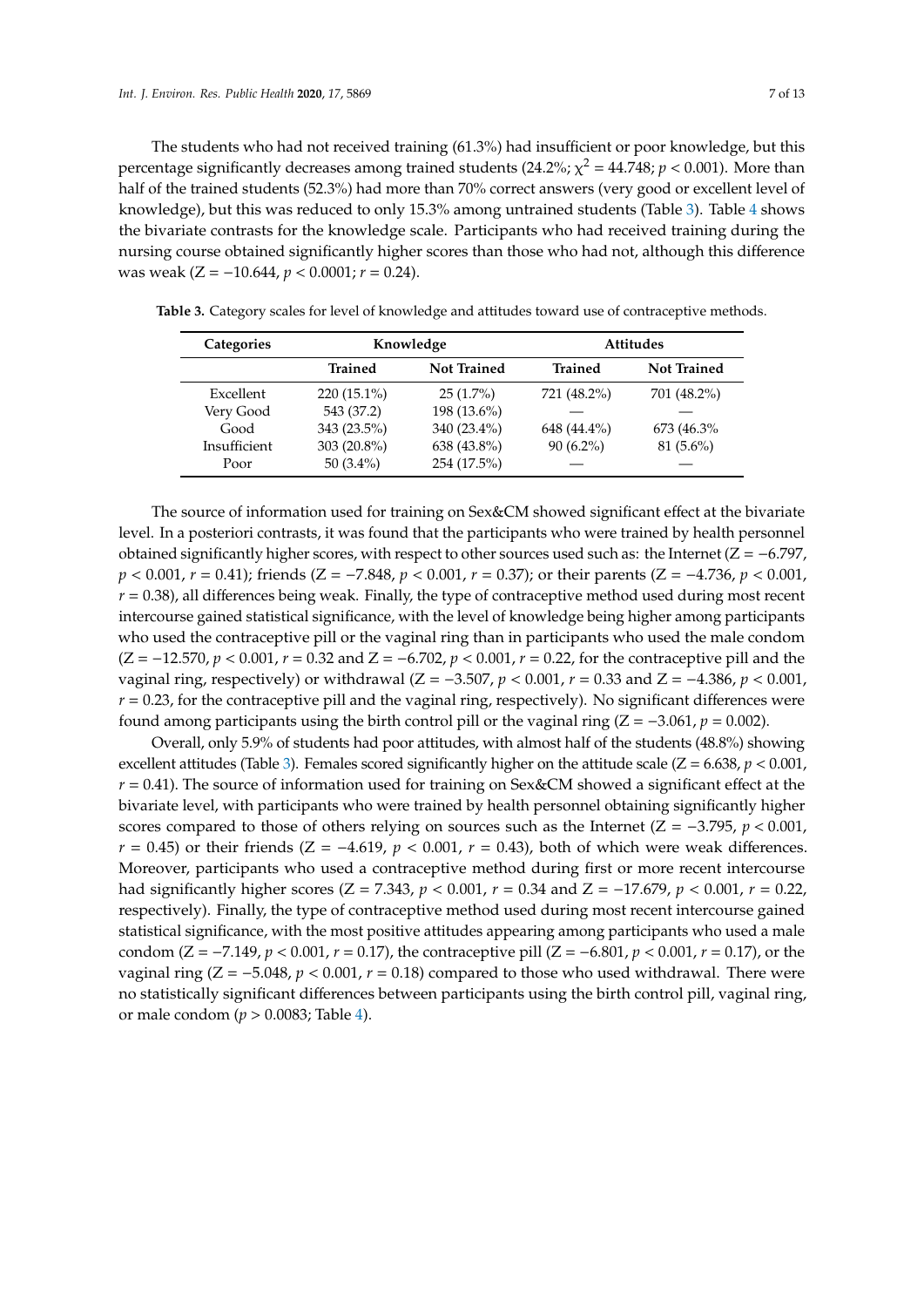The students who had not received training (61.3%) had insufficient or poor knowledge, but this percentage significantly decreases among trained students (24.2%; $\chi^2 = 44.748$; $p < 0.001$). More than half of the trained students (52.3%) had more than 70% correct answers (very good or excellent level of knowledge), but this was reduced to only 15.3% among untrained students (Table 3). Table 4 shows the bivariate contrasts for the knowledge scale. Participants who had received training during the nursing course obtained significantly higher scores than those who had not, although this difference was weak ($Z = -10.644$, $p < 0.0001$; $r = 0.24$).

**Table 3.** Category scales for level of knowledge and attitudes toward use of contraceptive methods.

| Categories | Knowledge | | Attitudes | |
|---|---|---|---|---|
| | Trained | Not Trained | Trained | Not Trained |
| Excellent | 220 (15.1%) | 25 (1.7%) | 721 (48.2%) | 701 (48.2%) |
| Very Good | 543 (37.2) | 198 (13.6%) | — | — |
| Good | 343 (23.5%) | 340 (23.4%) | 648 (44.4%) | 673 (46.3% |
| Insufficient | 303 (20.8%) | 638 (43.8%) | 90 (6.2%) | 81 (5.6%) |
| Poor | 50 (3.4%) | 254 (17.5%) | — | — |

The source of information used for training on Sex&CM showed significant effect at the bivariate level. In a posteriori contrasts, it was found that the participants who were trained by health personnel obtained significantly higher scores, with respect to other sources used such as: the Internet ($Z = -6.797$, $p < 0.001$, $r = 0.41$); friends ($Z = -7.848$, $p < 0.001$, $r = 0.37$); or their parents ($Z = -4.736$, $p < 0.001$, $r = 0.38$), all differences being weak. Finally, the type of contraceptive method used during most recent intercourse gained statistical significance, with the level of knowledge being higher among participants who used the contraceptive pill or the vaginal ring than in participants who used the male condom ($Z = -12.570$, $p < 0.001$, $r = 0.32$ and $Z = -6.702$, $p < 0.001$, $r = 0.22$, for the contraceptive pill and the vaginal ring, respectively) or withdrawal ($Z = -3.507$, $p < 0.001$, $r = 0.33$ and $Z = -4.386$, $p < 0.001$, $r = 0.23$, for the contraceptive pill and the vaginal ring, respectively). No significant differences were found among participants using the birth control pill or the vaginal ring ($Z = -3.061$, $p = 0.002$).

Overall, only 5.9% of students had poor attitudes, with almost half of the students (48.8%) showing excellent attitudes (Table 3). Females scored significantly higher on the attitude scale ($Z = 6.638$, $p < 0.001$, $r = 0.41$). The source of information used for training on Sex&CM showed a significant effect at the bivariate level, with participants who were trained by health personnel obtaining significantly higher scores compared to those of others relying on sources such as the Internet ($Z = -3.795$, $p < 0.001$, $r = 0.45$) or their friends ($Z = -4.619$, $p < 0.001$, $r = 0.43$), both of which were weak differences. Moreover, participants who used a contraceptive method during first or more recent intercourse had significantly higher scores ($Z = 7.343$, $p < 0.001$, $r = 0.34$ and $Z = -17.679$, $p < 0.001$, $r = 0.22$, respectively). Finally, the type of contraceptive method used during most recent intercourse gained statistical significance, with the most positive attitudes appearing among participants who used a male condom ($Z = -7.149$, $p < 0.001$, $r = 0.17$), the contraceptive pill ($Z = -6.801$, $p < 0.001$, $r = 0.17$), or the vaginal ring ($Z = -5.048$, $p < 0.001$, $r = 0.18$) compared to those who used withdrawal. There were no statistically significant differences between participants using the birth control pill, vaginal ring, or male condom ($p > 0.0083$; Table 4).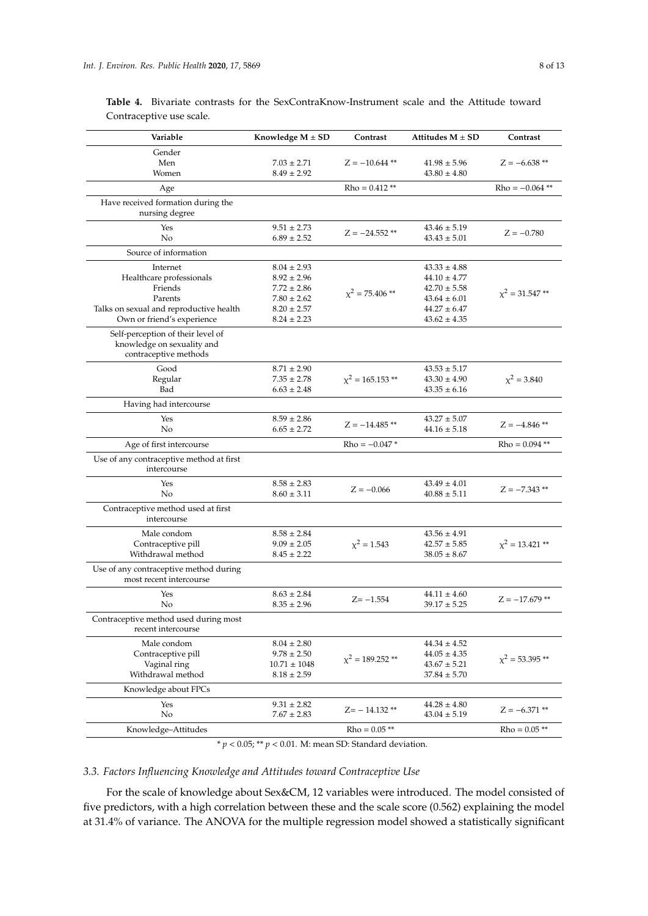**Table 4.** Bivariate contrasts for the SexContraKnow-Instrument scale and the Attitude toward Contraceptive use scale.

| Variable | Knowledge M ± SD | Contrast | Attitudes M ± SD | Contrast |
|---|---|---|---|---|
| Gender | | | | |
| Men | 7.03 ± 2.71 | Z = −10.644 ** | 41.98 ± 5.96 | Z = −6.638 ** |
| Women | 8.49 ± 2.92 | | 43.80 ± 4.80 | |
| Age | | Rho = 0.412 ** | | Rho = −0.064 ** |
| Have received formation during the nursing degree | | | | |
| Yes | 9.51 ± 2.73 | Z = −24.552 ** | 43.46 ± 5.19 | Z = −0.780 |
| No | 6.89 ± 2.52 | | 43.43 ± 5.01 | |
| Source of information | | | | |
| Internet | 8.04 ± 2.93 | $\chi^2$ = 75.406 ** | 43.33 ± 4.88 | $\chi^2$ = 31.547 ** |
| Healthcare professionals | 8.92 ± 2.96 | | 44.10 ± 4.77 | |
| Friends | 7.72 ± 2.86 | | 42.70 ± 5.58 | |
| Parents | 7.80 ± 2.62 | | 43.64 ± 6.01 | |
| Talks on sexual and reproductive health | 8.20 ± 2.57 | | 44.27 ± 6.47 | |
| Own or friend's experience | 8.24 ± 2.23 | | 43.62 ± 4.35 | |
| Self-perception of their level of knowledge on sexuality and contraceptive methods | | | | |
| Good | 8.71 ± 2.90 | $\chi^2$ = 165.153 ** | 43.53 ± 5.17 | $\chi^2$ = 3.840 |
| Regular | 7.35 ± 2.78 | | 43.30 ± 4.90 | |
| Bad | 6.63 ± 2.48 | | 43.35 ± 6.16 | |
| Having had intercourse | | | | |
| Yes | 8.59 ± 2.86 | Z = −14.485 ** | 43.27 ± 5.07 | Z = −4.846 ** |
| No | 6.65 ± 2.72 | | 44.16 ± 5.18 | |
| Age of first intercourse | | Rho = −0.047 * | | Rho = 0.094 ** |
| Use of any contraceptive method at first intercourse | | | | |
| Yes | 8.58 ± 2.83 | Z = −0.066 | 43.49 ± 4.01 | Z = −7.343 ** |
| No | 8.60 ± 3.11 | | 40.88 ± 5.11 | |
| Contraceptive method used at first intercourse | | | | |
| Male condom | 8.58 ± 2.84 | $\chi^2$ = 1.543 | 43.56 ± 4.91 | $\chi^2$ = 13.421 ** |
| Contraceptive pill | 9.09 ± 2.05 | | 42.57 ± 5.85 | |
| Withdrawal method | 8.45 ± 2.22 | | 38.05 ± 8.67 | |
| Use of any contraceptive method during most recent intercourse | | | | |
| Yes | 8.63 ± 2.84 | Z= −1.554 | 44.11 ± 4.60 | Z = −17.679 ** |
| No | 8.35 ± 2.96 | | 39.17 ± 5.25 | |
| Contraceptive method used during most recent intercourse | | | | |
| Male condom | 8.04 ± 2.80 | $\chi^2$ = 189.252 ** | 44.34 ± 4.52 | $\chi^2$ = 53.395 ** |
| Contraceptive pill | 9.78 ± 2.50 | | 44.05 ± 4.35 | |
| Vaginal ring | 10.71 ± 1048 | | 43.67 ± 5.21 | |
| Withdrawal method | 8.18 ± 2.59 | | 37.84 ± 5.70 | |
| Knowledge about FPCs | | | | |
| Yes | 9.31 ± 2.82 | Z= − 14.132 ** | 44.28 ± 4.80 | Z = −6.371 ** |
| No | 7.67 ± 2.83 | | 43.04 ± 5.19 | |
| Knowledge–Attitudes | | Rho = 0.05 ** | | Rho = 0.05 ** |

\* $p < 0.05$; ** $p < 0.01$. M: mean SD: Standard deviation.

### 3.3. Factors Influencing Knowledge and Attitudes toward Contraceptive Use

For the scale of knowledge about Sex&CM, 12 variables were introduced. The model consisted of five predictors, with a high correlation between these and the scale score (0.562) explaining the model at 31.4% of variance. The ANOVA for the multiple regression model showed a statistically significant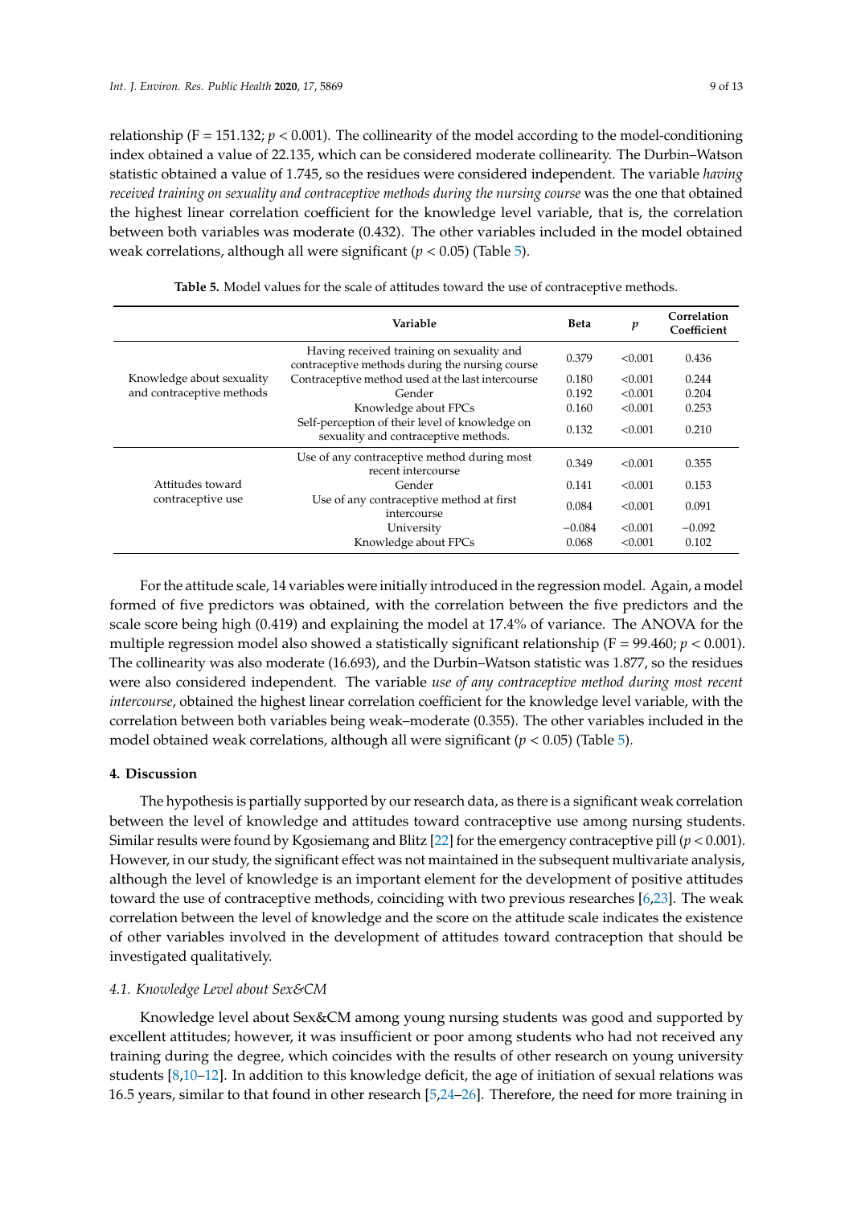relationship ($F = 151.132$; $p < 0.001$). The collinearity of the model according to the model-conditioning index obtained a value of 22.135, which can be considered moderate collinearity. The Durbin–Watson statistic obtained a value of 1.745, so the residues were considered independent. The variable *having received training on sexuality and contraceptive methods during the nursing course* was the one that obtained the highest linear correlation coefficient for the knowledge level variable, that is, the correlation between both variables was moderate (0.432). The other variables included in the model obtained weak correlations, although all were significant ($p < 0.05$) (Table 5).

**Table 5.** Model values for the scale of attitudes toward the use of contraceptive methods.

| | Variable | Beta | *p* | Correlation Coefficient |
|---|---|---|---|---|
| Knowledge about sexuality and contraceptive methods | Having received training on sexuality and contraceptive methods during the nursing course | 0.379 | <0.001 | 0.436 |
| | Contraceptive method used at the last intercourse | 0.180 | <0.001 | 0.244 |
| | Gender | 0.192 | <0.001 | 0.204 |
| | Knowledge about FPCs | 0.160 | <0.001 | 0.253 |
| | Self-perception of their level of knowledge on sexuality and contraceptive methods. | 0.132 | <0.001 | 0.210 |
| Attitudes toward contraceptive use | Use of any contraceptive method during most recent intercourse | 0.349 | <0.001 | 0.355 |
| | Gender | 0.141 | <0.001 | 0.153 |
| | Use of any contraceptive method at first intercourse | 0.084 | <0.001 | 0.091 |
| | University | −0.084 | <0.001 | −0.092 |
| | Knowledge about FPCs | 0.068 | <0.001 | 0.102 |

For the attitude scale, 14 variables were initially introduced in the regression model. Again, a model formed of five predictors was obtained, with the correlation between the five predictors and the scale score being high (0.419) and explaining the model at 17.4% of variance. The ANOVA for the multiple regression model also showed a statistically significant relationship ($F = 99.460$; $p < 0.001$). The collinearity was also moderate (16.693), and the Durbin–Watson statistic was 1.877, so the residues were also considered independent. The variable *use of any contraceptive method during most recent intercourse*, obtained the highest linear correlation coefficient for the knowledge level variable, with the correlation between both variables being weak–moderate (0.355). The other variables included in the model obtained weak correlations, although all were significant ($p < 0.05$) (Table 5).

## 4. Discussion

The hypothesis is partially supported by our research data, as there is a significant weak correlation between the level of knowledge and attitudes toward contraceptive use among nursing students. Similar results were found by Kgosiemang and Blitz [22] for the emergency contraceptive pill ($p < 0.001$). However, in our study, the significant effect was not maintained in the subsequent multivariate analysis, although the level of knowledge is an important element for the development of positive attitudes toward the use of contraceptive methods, coinciding with two previous researches [6,23]. The weak correlation between the level of knowledge and the score on the attitude scale indicates the existence of other variables involved in the development of attitudes toward contraception that should be investigated qualitatively.

### *4.1. Knowledge Level about Sex&CM*

Knowledge level about Sex&CM among young nursing students was good and supported by excellent attitudes; however, it was insufficient or poor among students who had not received any training during the degree, which coincides with the results of other research on young university students [8,10–12]. In addition to this knowledge deficit, the age of initiation of sexual relations was 16.5 years, similar to that found in other research [5,24–26]. Therefore, the need for more training in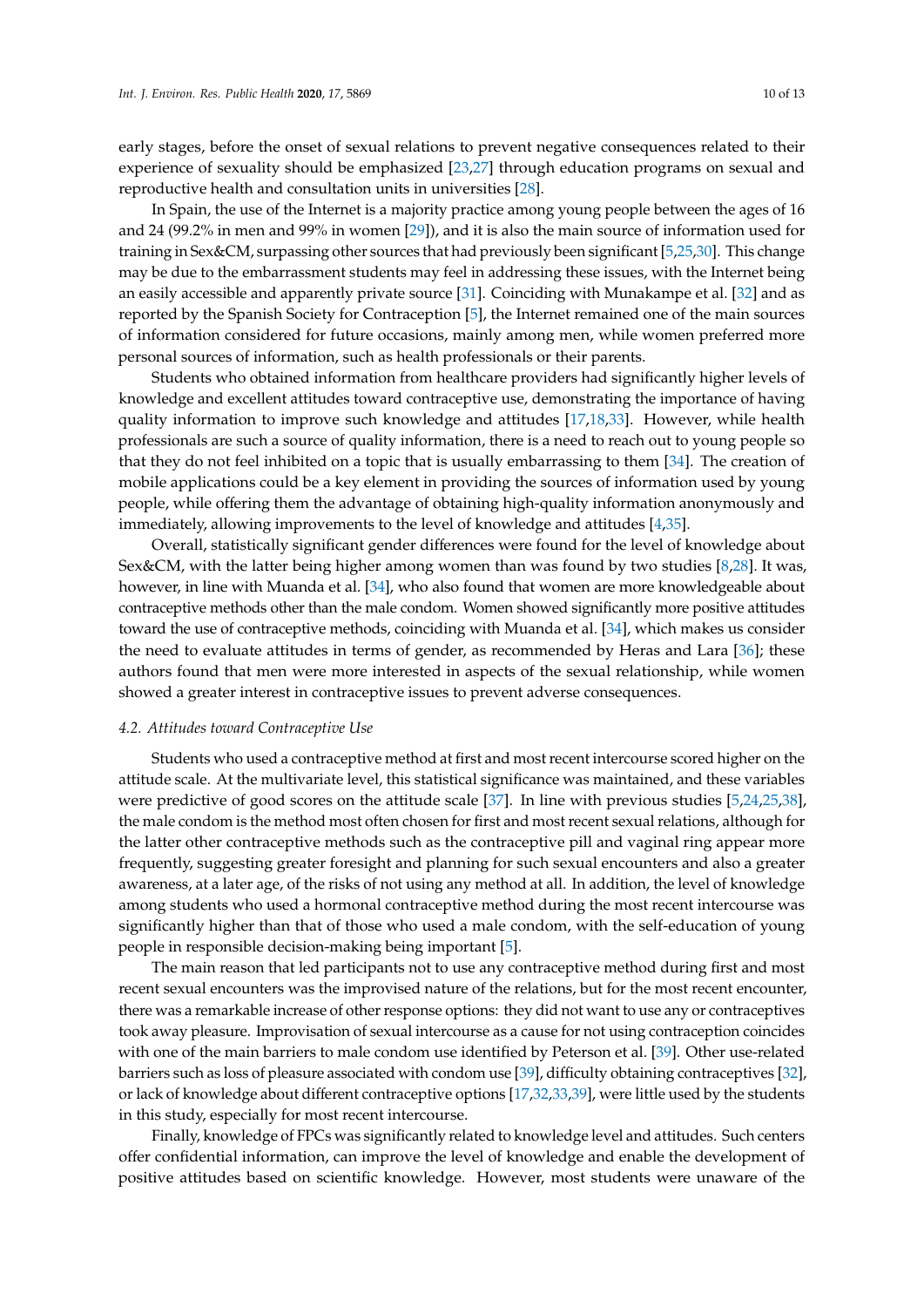early stages, before the onset of sexual relations to prevent negative consequences related to their experience of sexuality should be emphasized [23,27] through education programs on sexual and reproductive health and consultation units in universities [28].

In Spain, the use of the Internet is a majority practice among young people between the ages of 16 and 24 (99.2% in men and 99% in women [29]), and it is also the main source of information used for training in Sex&CM, surpassing other sources that had previously been significant [5,25,30]. This change may be due to the embarrassment students may feel in addressing these issues, with the Internet being an easily accessible and apparently private source [31]. Coinciding with Munakampe et al. [32] and as reported by the Spanish Society for Contraception [5], the Internet remained one of the main sources of information considered for future occasions, mainly among men, while women preferred more personal sources of information, such as health professionals or their parents.

Students who obtained information from healthcare providers had significantly higher levels of knowledge and excellent attitudes toward contraceptive use, demonstrating the importance of having quality information to improve such knowledge and attitudes [17,18,33]. However, while health professionals are such a source of quality information, there is a need to reach out to young people so that they do not feel inhibited on a topic that is usually embarrassing to them [34]. The creation of mobile applications could be a key element in providing the sources of information used by young people, while offering them the advantage of obtaining high-quality information anonymously and immediately, allowing improvements to the level of knowledge and attitudes [4,35].

Overall, statistically significant gender differences were found for the level of knowledge about Sex&CM, with the latter being higher among women than was found by two studies [8,28]. It was, however, in line with Muanda et al. [34], who also found that women are more knowledgeable about contraceptive methods other than the male condom. Women showed significantly more positive attitudes toward the use of contraceptive methods, coinciding with Muanda et al. [34], which makes us consider the need to evaluate attitudes in terms of gender, as recommended by Heras and Lara [36]; these authors found that men were more interested in aspects of the sexual relationship, while women showed a greater interest in contraceptive issues to prevent adverse consequences.

### 4.2. Attitudes toward Contraceptive Use

Students who used a contraceptive method at first and most recent intercourse scored higher on the attitude scale. At the multivariate level, this statistical significance was maintained, and these variables were predictive of good scores on the attitude scale [37]. In line with previous studies [5,24,25,38], the male condom is the method most often chosen for first and most recent sexual relations, although for the latter other contraceptive methods such as the contraceptive pill and vaginal ring appear more frequently, suggesting greater foresight and planning for such sexual encounters and also a greater awareness, at a later age, of the risks of not using any method at all. In addition, the level of knowledge among students who used a hormonal contraceptive method during the most recent intercourse was significantly higher than that of those who used a male condom, with the self-education of young people in responsible decision-making being important [5].

The main reason that led participants not to use any contraceptive method during first and most recent sexual encounters was the improvised nature of the relations, but for the most recent encounter, there was a remarkable increase of other response options: they did not want to use any or contraceptives took away pleasure. Improvisation of sexual intercourse as a cause for not using contraception coincides with one of the main barriers to male condom use identified by Peterson et al. [39]. Other use-related barriers such as loss of pleasure associated with condom use [39], difficulty obtaining contraceptives [32], or lack of knowledge about different contraceptive options [17,32,33,39], were little used by the students in this study, especially for most recent intercourse.

Finally, knowledge of FPCs was significantly related to knowledge level and attitudes. Such centers offer confidential information, can improve the level of knowledge and enable the development of positive attitudes based on scientific knowledge. However, most students were unaware of the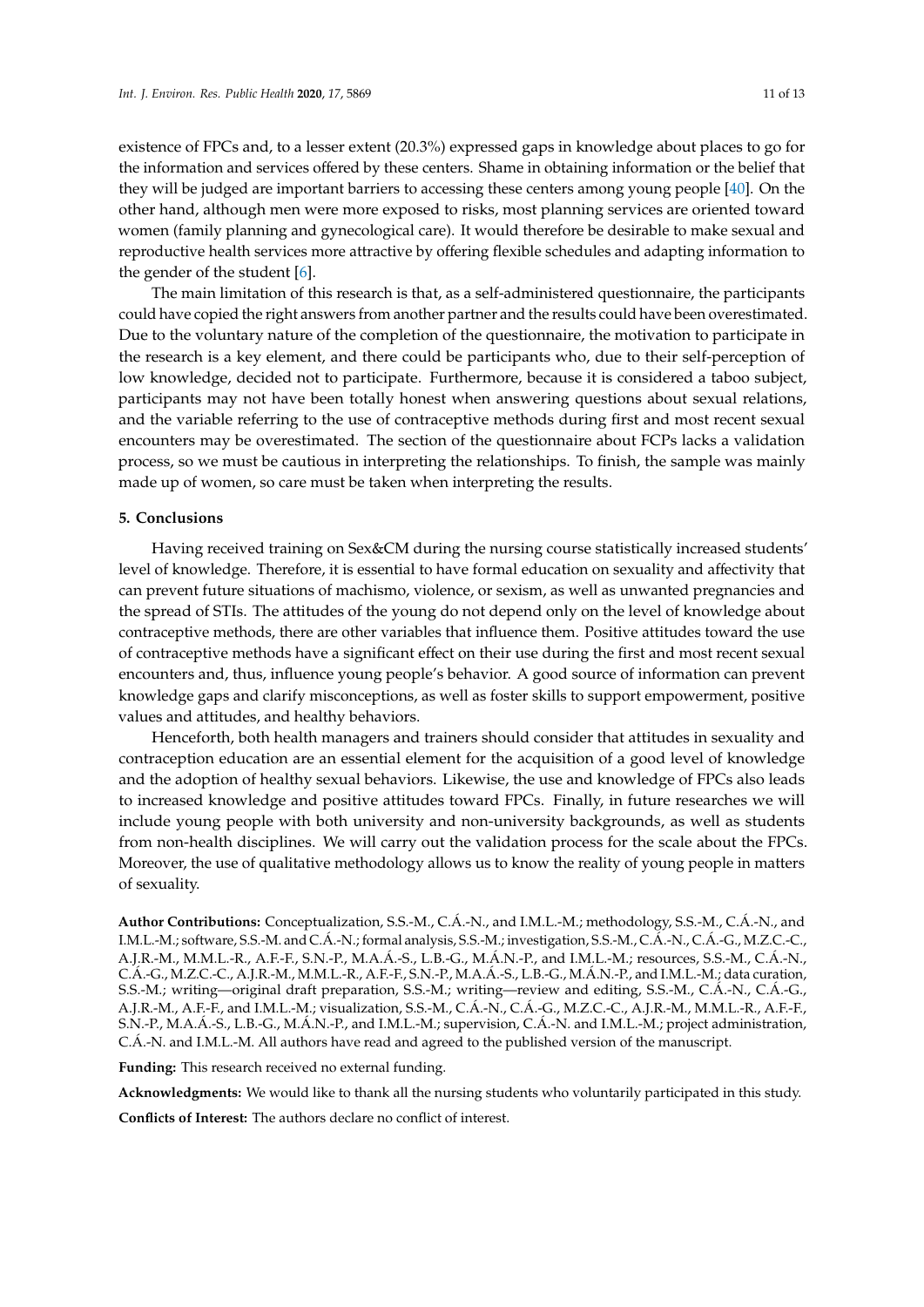existence of FPCs and, to a lesser extent (20.3%) expressed gaps in knowledge about places to go for the information and services offered by these centers. Shame in obtaining information or the belief that they will be judged are important barriers to accessing these centers among young people [40]. On the other hand, although men were more exposed to risks, most planning services are oriented toward women (family planning and gynecological care). It would therefore be desirable to make sexual and reproductive health services more attractive by offering flexible schedules and adapting information to the gender of the student [6].

The main limitation of this research is that, as a self-administered questionnaire, the participants could have copied the right answers from another partner and the results could have been overestimated. Due to the voluntary nature of the completion of the questionnaire, the motivation to participate in the research is a key element, and there could be participants who, due to their self-perception of low knowledge, decided not to participate. Furthermore, because it is considered a taboo subject, participants may not have been totally honest when answering questions about sexual relations, and the variable referring to the use of contraceptive methods during first and most recent sexual encounters may be overestimated. The section of the questionnaire about FCPs lacks a validation process, so we must be cautious in interpreting the relationships. To finish, the sample was mainly made up of women, so care must be taken when interpreting the results.

## 5. Conclusions

Having received training on Sex&CM during the nursing course statistically increased students' level of knowledge. Therefore, it is essential to have formal education on sexuality and affectivity that can prevent future situations of machismo, violence, or sexism, as well as unwanted pregnancies and the spread of STIs. The attitudes of the young do not depend only on the level of knowledge about contraceptive methods, there are other variables that influence them. Positive attitudes toward the use of contraceptive methods have a significant effect on their use during the first and most recent sexual encounters and, thus, influence young people's behavior. A good source of information can prevent knowledge gaps and clarify misconceptions, as well as foster skills to support empowerment, positive values and attitudes, and healthy behaviors.

Henceforth, both health managers and trainers should consider that attitudes in sexuality and contraception education are an essential element for the acquisition of a good level of knowledge and the adoption of healthy sexual behaviors. Likewise, the use and knowledge of FPCs also leads to increased knowledge and positive attitudes toward FPCs. Finally, in future researches we will include young people with both university and non-university backgrounds, as well as students from non-health disciplines. We will carry out the validation process for the scale about the FPCs. Moreover, the use of qualitative methodology allows us to know the reality of young people in matters of sexuality.

**Author Contributions:** Conceptualization, S.S.-M., C.Á.-N., and I.M.L.-M.; methodology, S.S.-M., C.Á.-N., and I.M.L.-M.; software, S.S.-M. and C.Á.-N.; formal analysis, S.S.-M.; investigation, S.S.-M., C.Á.-N., C.Á.-G., M.Z.C.-C., A.J.R.-M., M.M.L.-R., A.F.-F., S.N.-P., M.A.Á.-S., L.B.-G., M.Á.N.-P., and I.M.L.-M.; resources, S.S.-M., C.Á.-N., C.Á.-G., M.Z.C.-C., A.J.R.-M., M.M.L.-R., A.F.-F., S.N.-P., M.A.Á.-S., L.B.-G., M.Á.N.-P., and I.M.L.-M.; data curation, S.S.-M.; writing—original draft preparation, S.S.-M.; writing—review and editing, S.S.-M., C.Á.-N., C.Á.-G., A.J.R.-M., A.F.-F., and I.M.L.-M.; visualization, S.S.-M., C.Á.-N., C.Á.-G., M.Z.C.-C., A.J.R.-M., M.M.L.-R., A.F.-F., S.N.-P., M.A.Á.-S., L.B.-G., M.Á.N.-P., and I.M.L.-M.; supervision, C.Á.-N. and I.M.L.-M.; project administration, C.Á.-N. and I.M.L.-M. All authors have read and agreed to the published version of the manuscript.

**Funding:** This research received no external funding.

**Acknowledgments:** We would like to thank all the nursing students who voluntarily participated in this study.

**Conflicts of Interest:** The authors declare no conflict of interest.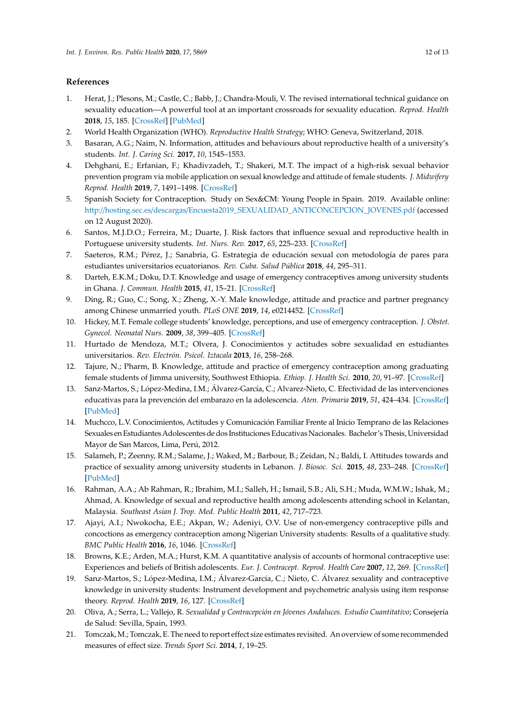## References

1. Herat, J.; Plesons, M.; Castle, C.; Babb, J.; Chandra-Mouli, V. The revised international technical guidance on sexuality education—A powerful tool at an important crossroads for sexuality education. *Reprod. Health* **2018**, *15*, 185. [CrossRef] [PubMed]
2. World Health Organization (WHO). *Reproductive Health Strategy*; WHO: Geneva, Switzerland, 2018.
3. Basaran, A.G.; Naim, N. Information, attitudes and behaviours about reproductive health of a university's students. *Int. J. Caring Sci.* **2017**, *10*, 1545–1553.
4. Dehghani, E.; Erfanian, F.; Khadivzadeh, T.; Shakeri, M.T. The impact of a high-risk sexual behavior prevention program via mobile application on sexual knowledge and attitude of female students. *J. Midwifery Reprod. Health* **2019**, *7*, 1491–1498. [CrossRef]
5. Spanish Society for Contraception. Study on Sex&CM: Young People in Spain. 2019. Available online: http://hosting.sec.es/descargas/Encuesta2019_SEXUALIDAD_ANTICONCEPCION_JOVENES.pdf (accessed on 12 August 2020).
6. Santos, M.J.D.O.; Ferreira, M.; Duarte, J. Risk factors that influence sexual and reproductive health in Portuguese university students. *Int. Nurs. Rev.* **2017**, *65*, 225–233. [CrossRef]
7. Saeteros, R.M.; Pérez, J.; Sanabria, G. Estrategia de educación sexual con metodología de pares para estudiantes universitarios ecuatorianos. *Rev. Cuba. Salud Pública* **2018**, *44*, 295–311.
8. Darteh, E.K.M.; Doku, D.T. Knowledge and usage of emergency contraceptives among university students in Ghana. *J. Commun. Health* **2015**, *41*, 15–21. [CrossRef]
9. Ding, R.; Guo, C.; Song, X.; Zheng, X.-Y. Male knowledge, attitude and practice and partner pregnancy among Chinese unmarried youth. *PLoS ONE* **2019**, *14*, e0214452. [CrossRef]
10. Hickey, M.T. Female college students' knowledge, perceptions, and use of emergency contraception. *J. Obstet. Gynecol. Neonatal Nurs.* **2009**, *38*, 399–405. [CrossRef]
11. Hurtado de Mendoza, M.T.; Olvera, J. Conocimientos y actitudes sobre sexualidad en estudiantes universitarios. *Rev. Electrón. Psicol. Iztacala* **2013**, *16*, 258–268.
12. Tajure, N.; Pharm, B. Knowledge, attitude and practice of emergency contraception among graduating female students of Jimma university, Southwest Ethiopia. *Ethiop. J. Health Sci.* **2010**, *20*, 91–97. [CrossRef]
13. Sanz-Martos, S.; López-Medina, I.M.; Álvarez-García, C.; Alvarez-Nieto, C. Efectividad de las intervenciones educativas para la prevención del embarazo en la adolescencia. *Aten. Primaria* **2019**, *51*, 424–434. [CrossRef] [PubMed]
14. Muchcco, L.V. Conocimientos, Actitudes y Comunicación Familiar Frente al Inicio Temprano de las Relaciones Sexuales en Estudiantes Adolescentes de dos Instituciones Educativas Nacionales. Bachelor's Thesis, Universidad Mayor de San Marcos, Lima, Perú, 2012.
15. Salameh, P.; Zeenny, R.M.; Salame, J.; Waked, M.; Barbour, B.; Zeidan, N.; Baldi, I. Attitudes towards and practice of sexuality among university students in Lebanon. *J. Biosoc. Sci.* **2015**, *48*, 233–248. [CrossRef] [PubMed]
16. Rahman, A.A.; Ab Rahman, R.; Ibrahim, M.I.; Salleh, H.; Ismail, S.B.; Ali, S.H.; Muda, W.M.W.; Ishak, M.; Ahmad, A. Knowledge of sexual and reproductive health among adolescents attending school in Kelantan, Malaysia. *Southeast Asian J. Trop. Med. Public Health* **2011**, *42*, 717–723.
17. Ajayi, A.I.; Nwokocha, E.E.; Akpan, W.; Adeniyi, O.V. Use of non-emergency contraceptive pills and concoctions as emergency contraception among Nigerian University students: Results of a qualitative study. *BMC Public Health* **2016**, *16*, 1046. [CrossRef]
18. Browns, K.E.; Arden, M.A.; Hurst, K.M. A quantitative analysis of accounts of hormonal contraceptive use: Experiences and beliefs of British adolescents. *Eur. J. Contracept. Reprod. Health Care* **2007**, *12*, 269. [CrossRef]
19. Sanz-Martos, S.; López-Medina, I.M.; Álvarez-García, C.; Nieto, C. Álvarez sexuality and contraceptive knowledge in university students: Instrument development and psychometric analysis using item response theory. *Reprod. Health* **2019**, *16*, 127. [CrossRef]
20. Oliva, A.; Serra, L.; Vallejo, R. *Sexualidad y Contracepción en Jóvenes Andaluces. Estudio Cuantitativo*; Consejería de Salud: Sevilla, Spain, 1993.
21. Tomczak, M.; Tomczak, E. The need to report effect size estimates revisited. An overview of some recommended measures of effect size. *Trends Sport Sci.* **2014**, *1*, 19–25.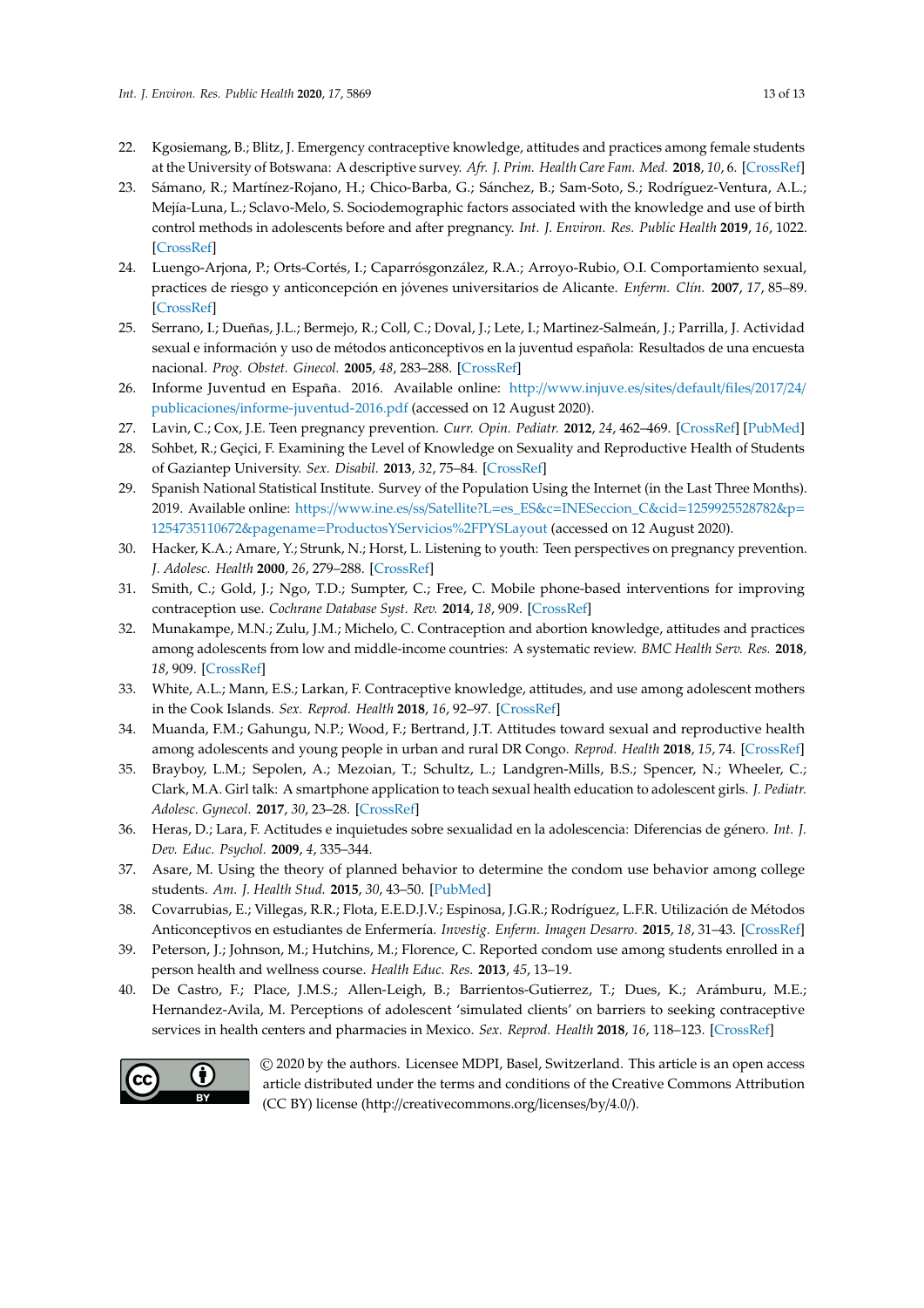22. Kgosiemang, B.; Blitz, J. Emergency contraceptive knowledge, attitudes and practices among female students at the University of Botswana: A descriptive survey. *Afr. J. Prim. Health Care Fam. Med.* **2018**, *10*, 6. [CrossRef]
23. Sámano, R.; Martínez-Rojano, H.; Chico-Barba, G.; Sánchez, B.; Sam-Soto, S.; Rodríguez-Ventura, A.L.; Mejía-Luna, L.; Sclavo-Melo, S. Sociodemographic factors associated with the knowledge and use of birth control methods in adolescents before and after pregnancy. *Int. J. Environ. Res. Public Health* **2019**, *16*, 1022. [CrossRef]
24. Luengo-Arjona, P.; Orts-Cortés, I.; Caparrósgonzález, R.A.; Arroyo-Rubio, O.I. Comportamiento sexual, practices de riesgo y anticoncepción en jóvenes universitarios de Alicante. *Enferm. Clín.* **2007**, *17*, 85–89. [CrossRef]
25. Serrano, I.; Dueñas, J.L.; Bermejo, R.; Coll, C.; Doval, J.; Lete, I.; Martinez-Salmeán, J.; Parrilla, J. Actividad sexual e información y uso de métodos anticonceptivos en la juventud española: Resultados de una encuesta nacional. *Prog. Obstet. Ginecol.* **2005**, *48*, 283–288. [CrossRef]
26. Informe Juventud en España. 2016. Available online: http://www.injuve.es/sites/default/files/2017/24/publicaciones/informe-juventud-2016.pdf (accessed on 12 August 2020).
27. Lavin, C.; Cox, J.E. Teen pregnancy prevention. *Curr. Opin. Pediatr.* **2012**, *24*, 462–469. [CrossRef] [PubMed]
28. Sohbet, R.; Geçici, F. Examining the Level of Knowledge on Sexuality and Reproductive Health of Students of Gaziantep University. *Sex. Disabil.* **2013**, *32*, 75–84. [CrossRef]
29. Spanish National Statistical Institute. Survey of the Population Using the Internet (in the Last Three Months). 2019. Available online: https://www.ine.es/ss/Satellite?L=es_ES&c=INESeccion_C&cid=1259925528782&p=1254735110672&pagename=ProductosYServicios%2FPYSLayout (accessed on 12 August 2020).
30. Hacker, K.A.; Amare, Y.; Strunk, N.; Horst, L. Listening to youth: Teen perspectives on pregnancy prevention. *J. Adolesc. Health* **2000**, *26*, 279–288. [CrossRef]
31. Smith, C.; Gold, J.; Ngo, T.D.; Sumpter, C.; Free, C. Mobile phone-based interventions for improving contraception use. *Cochrane Database Syst. Rev.* **2014**, *18*, 909. [CrossRef]
32. Munakampe, M.N.; Zulu, J.M.; Michelo, C. Contraception and abortion knowledge, attitudes and practices among adolescents from low and middle-income countries: A systematic review. *BMC Health Serv. Res.* **2018**, *18*, 909. [CrossRef]
33. White, A.L.; Mann, E.S.; Larkan, F. Contraceptive knowledge, attitudes, and use among adolescent mothers in the Cook Islands. *Sex. Reprod. Health* **2018**, *16*, 92–97. [CrossRef]
34. Muanda, F.M.; Gahungu, N.P.; Wood, F.; Bertrand, J.T. Attitudes toward sexual and reproductive health among adolescents and young people in urban and rural DR Congo. *Reprod. Health* **2018**, *15*, 74. [CrossRef]
35. Brayboy, L.M.; Sepolen, A.; Mezoian, T.; Schultz, L.; Landgren-Mills, B.S.; Spencer, N.; Wheeler, C.; Clark, M.A. Girl talk: A smartphone application to teach sexual health education to adolescent girls. *J. Pediatr. Adolesc. Gynecol.* **2017**, *30*, 23–28. [CrossRef]
36. Heras, D.; Lara, F. Actitudes e inquietudes sobre sexualidad en la adolescencia: Diferencias de género. *Int. J. Dev. Educ. Psychol.* **2009**, *4*, 335–344.
37. Asare, M. Using the theory of planned behavior to determine the condom use behavior among college students. *Am. J. Health Stud.* **2015**, *30*, 43–50. [PubMed]
38. Covarrubias, E.; Villegas, R.R.; Flota, E.E.D.J.V.; Espinosa, J.G.R.; Rodríguez, L.F.R. Utilización de Métodos Anticonceptivos en estudiantes de Enfermería. *Investig. Enferm. Imagen Desarro.* **2015**, *18*, 31–43. [CrossRef]
39. Peterson, J.; Johnson, M.; Hutchins, M.; Florence, C. Reported condom use among students enrolled in a person health and wellness course. *Health Educ. Res.* **2013**, *45*, 13–19.
40. De Castro, F.; Place, J.M.S.; Allen-Leigh, B.; Barrientos-Gutierrez, T.; Dues, K.; Arámburu, M.E.; Hernandez-Avila, M. Perceptions of adolescent 'simulated clients' on barriers to seeking contraceptive services in health centers and pharmacies in Mexico. *Sex. Reprod. Health* **2018**, *16*, 118–123. [CrossRef]

© 2020 by the authors. Licensee MDPI, Basel, Switzerland. This article is an open access article distributed under the terms and conditions of the Creative Commons Attribution (CC BY) license (http://creativecommons.org/licenses/by/4.0/).